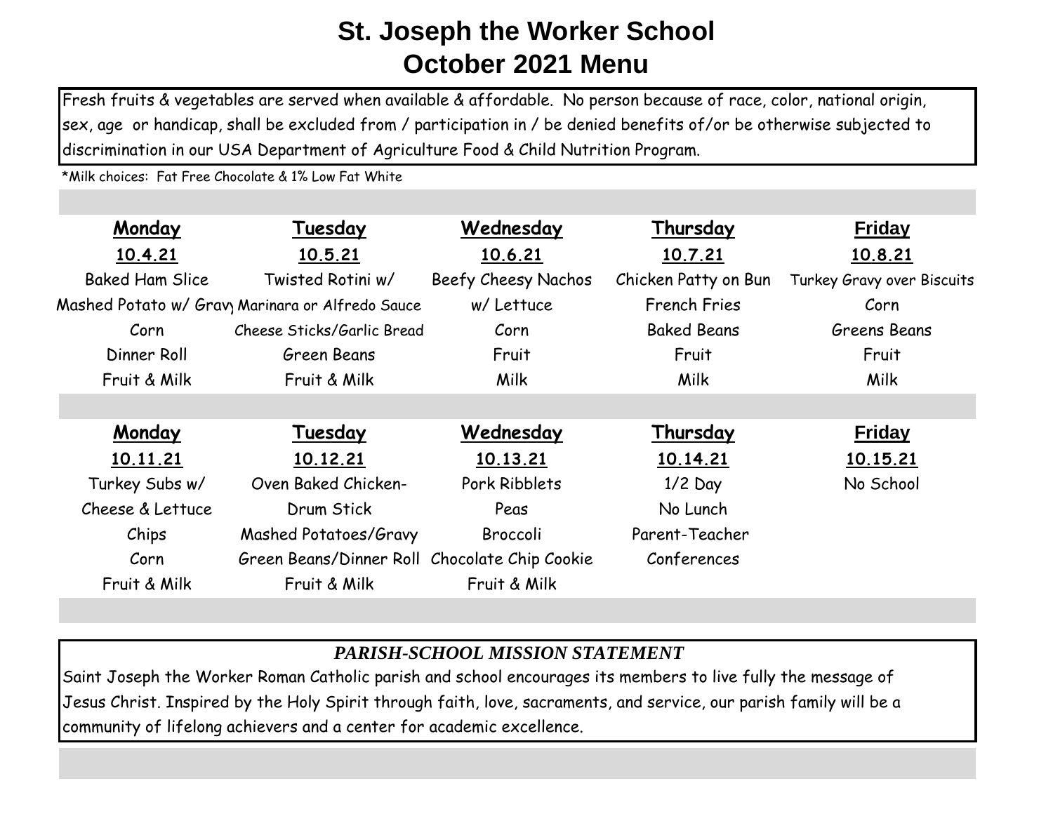# St. Joseph the Worker School
# October 2021 Menu

Fresh fruits & vegetables are served when available & affordable. No person because of race, color, national origin, sex, age or handicap, shall be excluded from / participation in / be denied benefits of/or be otherwise subjected to discrimination in our USA Department of Agriculture Food & Child Nutrition Program.

*Milk choices: Fat Free Chocolate & 1% Low Fat White

| **Monday** | **Tuesday** | **Wednesday** | **Thursday** | **Friday** |
|---|---|---|---|---|
| **10.4.21** | **10.5.21** | **10.6.21** | **10.7.21** | **10.8.21** |
| Baked Ham Slice | Twisted Rotini w/ | Beefy Cheesy Nachos | Chicken Patty on Bun | Turkey Gravy over Biscuits |
| Mashed Potato w/ Gravy | Marinara or Alfredo Sauce | w/ Lettuce | French Fries | Corn |
| Corn | Cheese Sticks/Garlic Bread | Corn | Baked Beans | Greens Beans |
| Dinner Roll | Green Beans | Fruit | Fruit | Fruit |
| Fruit & Milk | Fruit & Milk | Milk | Milk | Milk |
| **Monday** | **Tuesday** | **Wednesday** | **Thursday** | **Friday** |
| **10.11.21** | **10.12.21** | **10.13.21** | **10.14.21** | **10.15.21** |
| Turkey Subs w/ | Oven Baked Chicken- | Pork Ribblets | 1/2 Day | No School |
| Cheese & Lettuce | Drum Stick | Peas | No Lunch | |
| Chips | Mashed Potatoes/Gravy | Broccoli | Parent-Teacher | |
| Corn | Green Beans/Dinner Roll | Chocolate Chip Cookie | Conferences | |
| Fruit & Milk | Fruit & Milk | Fruit & Milk | | |

***PARISH-SCHOOL MISSION STATEMENT***

Saint Joseph the Worker Roman Catholic parish and school encourages its members to live fully the message of Jesus Christ. Inspired by the Holy Spirit through faith, love, sacraments, and service, our parish family will be a community of lifelong achievers and a center for academic excellence.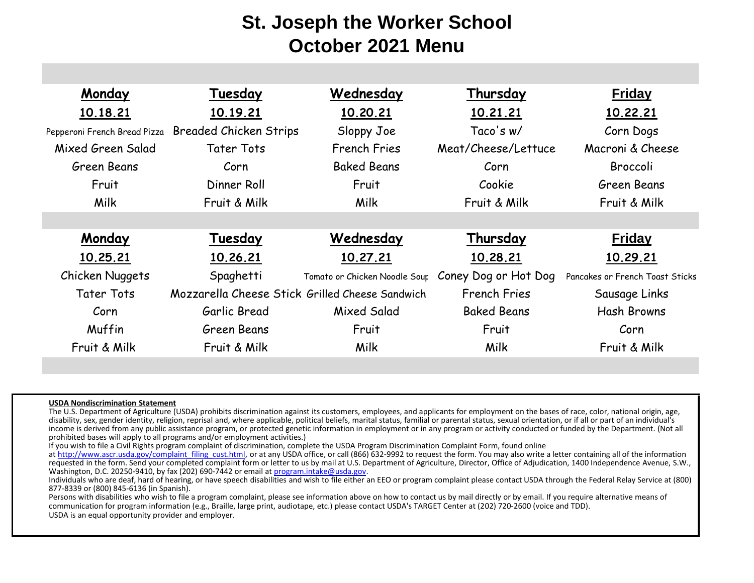# St. Joseph the Worker School
# October 2021 Menu

| Monday | Tuesday | Wednesday | Thursday | Friday |
|---|---|---|---|---|
| 10.18.21 | 10.19.21 | 10.20.21 | 10.21.21 | 10.22.21 |
| Pepperoni French Bread Pizza | Breaded Chicken Strips | Sloppy Joe | Taco's w/ | Corn Dogs |
| Mixed Green Salad | Tater Tots | French Fries | Meat/Cheese/Lettuce | Macroni & Cheese |
| Green Beans | Corn | Baked Beans | Corn | Broccoli |
| Fruit | Dinner Roll | Fruit | Cookie | Green Beans |
| Milk | Fruit & Milk | Milk | Fruit & Milk | Fruit & Milk |

| Monday | Tuesday | Wednesday | Thursday | Friday |
|---|---|---|---|---|
| 10.25.21 | 10.26.21 | 10.27.21 | 10.28.21 | 10.29.21 |
| Chicken Nuggets | Spaghetti | Tomato or Chicken Noodle Soup | Coney Dog or Hot Dog | Pancakes or French Toast Sticks |
| Tater Tots | Mozzarella Cheese Stick | Grilled Cheese Sandwich | French Fries | Sausage Links |
| Corn | Garlic Bread | Mixed Salad | Baked Beans | Hash Browns |
| Muffin | Green Beans | Fruit | Fruit | Corn |
| Fruit & Milk | Fruit & Milk | Milk | Milk | Fruit & Milk |

**USDA Nondiscrimination Statement**

The U.S. Department of Agriculture (USDA) prohibits discrimination against its customers, employees, and applicants for employment on the bases of race, color, national origin, age, disability, sex, gender identity, religion, reprisal and, where applicable, political beliefs, marital status, familial or parental status, sexual orientation, or if all or part of an individual's income is derived from any public assistance program, or protected genetic information in employment or in any program or activity conducted or funded by the Department. (Not all prohibited bases will apply to all programs and/or employment activities.)

If you wish to file a Civil Rights program complaint of discrimination, complete the USDA Program Discrimination Complaint Form, found online at http://www.ascr.usda.gov/complaint_filing_cust.html, or at any USDA office, or call (866) 632-9992 to request the form. You may also write a letter containing all of the information requested in the form. Send your completed complaint form or letter to us by mail at U.S. Department of Agriculture, Director, Office of Adjudication, 1400 Independence Avenue, S.W., Washington, D.C. 20250-9410, by fax (202) 690-7442 or email at program.intake@usda.gov.

Individuals who are deaf, hard of hearing, or have speech disabilities and wish to file either an EEO or program complaint please contact USDA through the Federal Relay Service at (800) 877-8339 or (800) 845-6136 (in Spanish).

Persons with disabilities who wish to file a program complaint, please see information above on how to contact us by mail directly or by email. If you require alternative means of communication for program information (e.g., Braille, large print, audiotape, etc.) please contact USDA's TARGET Center at (202) 720-2600 (voice and TDD).

USDA is an equal opportunity provider and employer.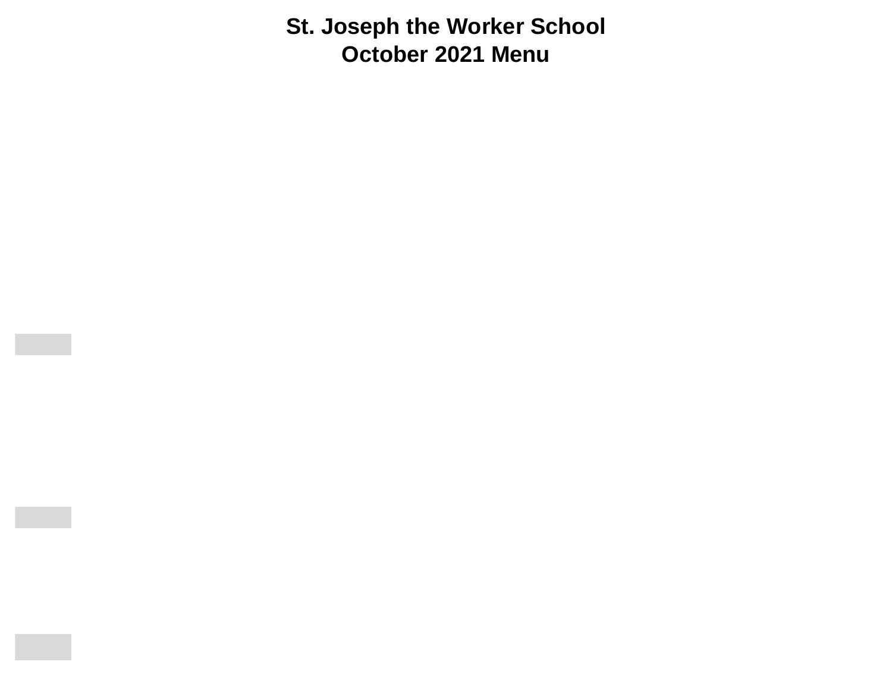# St. Joseph the Worker School
# October 2021 Menu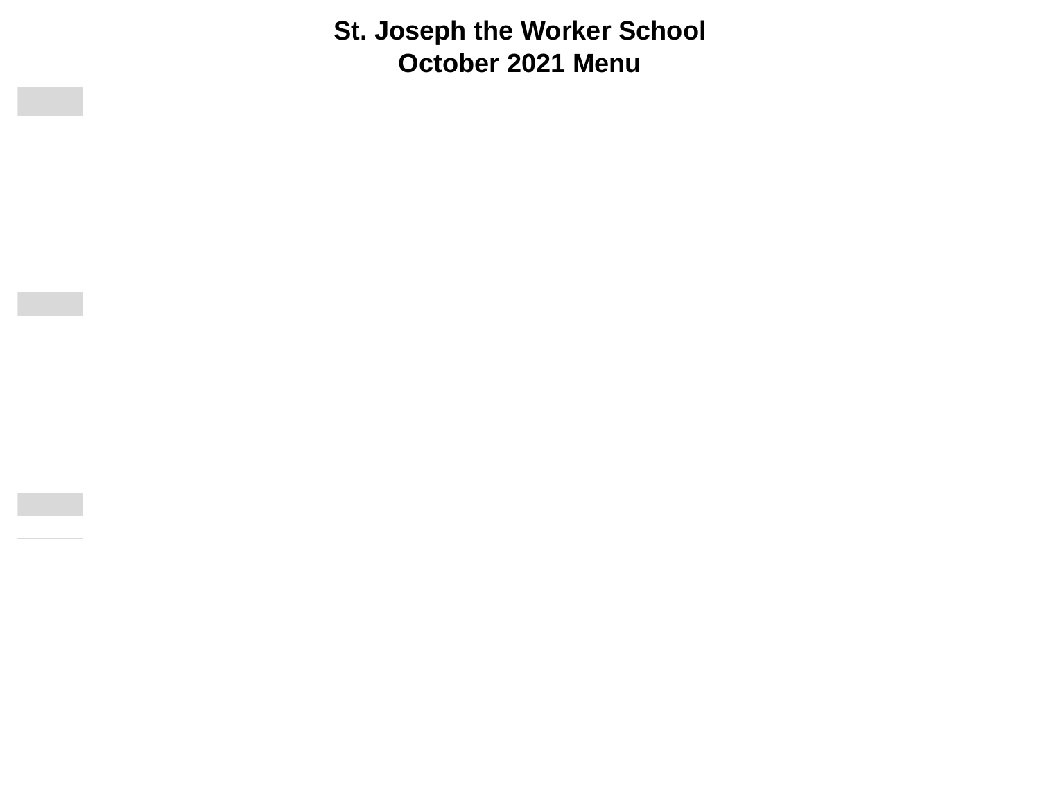# St. Joseph the Worker School
# October 2021 Menu